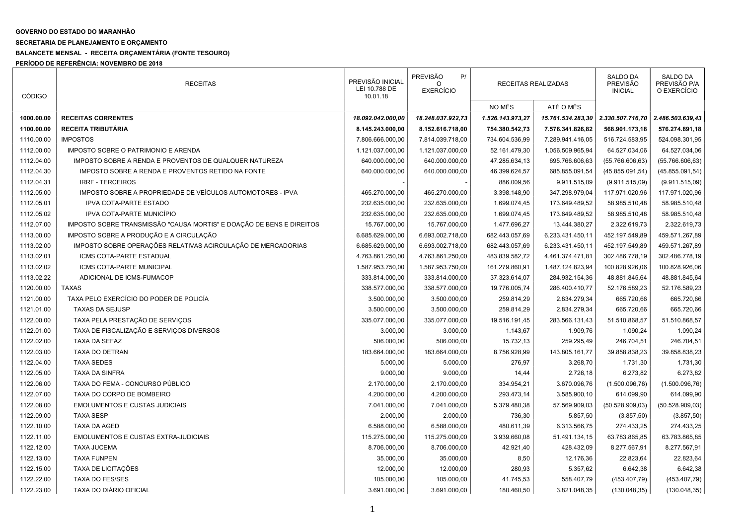**GOVERNO DO ESTADO DO MARANHÃO**

**SECRETARIA DE PLANEJAMENTO E ORÇAMENTO**

**BALANCETE MENSAL - RECEITA ORÇAMENTÁRIA (FONTE TESOURO)**

**PERÍODO DE REFERÊNCIA: NOVEMBRO DE 2018**

| CÓDIGO | RECEITAS | PREVISÃO INICIAL LEI 10.788 DE 10.01.18 | PREVISÃO P/ O EXERCÍCIO | RECEITAS REALIZADAS | | SALDO DA PREVISÃO INICIAL | SALDO DA PREVISÃO P/A O EXERCÍCIO |
|---|---|---|---|---|---|---|---|
| | | | | NO MÊS | ATÉ O MÊS | | |
| **1000.00.00** | **RECEITAS CORRENTES** | ***18.092.042.000,00*** | ***18.248.037.922,73*** | ***1.526.143.973,27*** | ***15.761.534.283,30*** | ***2.330.507.716,70*** | ***2.486.503.639,43*** |
| **1100.00.00** | **RECEITA TRIBUTÁRIA** | **8.145.243.000,00** | **8.152.616.718,00** | **754.380.542,73** | **7.576.341.826,82** | **568.901.173,18** | **576.274.891,18** |
| 1110.00.00 | IMPOSTOS | 7.806.666.000,00 | 7.814.039.718,00 | 734.604.536,99 | 7.289.941.416,05 | 516.724.583,95 | 524.098.301,95 |
| 1112.00.00 | IMPOSTO SOBRE O PATRIMONIO E ARENDA | 1.121.037.000,00 | 1.121.037.000,00 | 52.161.479,30 | 1.056.509.965,94 | 64.527.034,06 | 64.527.034,06 |
| 1112.04.00 | IMPOSTO SOBRE A RENDA E PROVENTOS DE QUALQUER NATUREZA | 640.000.000,00 | 640.000.000,00 | 47.285.634,13 | 695.766.606,63 | (55.766.606,63) | (55.766.606,63) |
| 1112.04.30 | IMPOSTO SOBRE A RENDA E PROVENTOS RETIDO NA FONTE | 640.000.000,00 | 640.000.000,00 | 46.399.624,57 | 685.855.091,54 | (45.855.091,54) | (45.855.091,54) |
| 1112.04.31 | IRRF - TERCEIROS | - | - | 886.009,56 | 9.911.515,09 | (9.911.515,09) | (9.911.515,09) |
| 1112.05.00 | IMPOSTO SOBRE A PROPRIEDADE DE VEÍCULOS AUTOMOTORES - IPVA | 465.270.000,00 | 465.270.000,00 | 3.398.148,90 | 347.298.979,04 | 117.971.020,96 | 117.971.020,96 |
| 1112.05.01 | IPVA COTA-PARTE ESTADO | 232.635.000,00 | 232.635.000,00 | 1.699.074,45 | 173.649.489,52 | 58.985.510,48 | 58.985.510,48 |
| 1112.05.02 | IPVA COTA-PARTE MUNICÍPIO | 232.635.000,00 | 232.635.000,00 | 1.699.074,45 | 173.649.489,52 | 58.985.510,48 | 58.985.510,48 |
| 1112.07.00 | IMPOSTO SOBRE TRANSMISSÃO "CAUSA MORTIS" E DOAÇÃO DE BENS E DIREITOS | 15.767.000,00 | 15.767.000,00 | 1.477.696,27 | 13.444.380,27 | 2.322.619,73 | 2.322.619,73 |
| 1113.00.00 | IMPOSTO SOBRE A PRODUÇÃO E A CIRCULAÇÃO | 6.685.629.000,00 | 6.693.002.718,00 | 682.443.057,69 | 6.233.431.450,11 | 452.197.549,89 | 459.571.267,89 |
| 1113.02.00 | IMPOSTO SOBRE OPERAÇÕES RELATIVAS ACIRCULAÇÃO DE MERCADORIAS | 6.685.629.000,00 | 6.693.002.718,00 | 682.443.057,69 | 6.233.431.450,11 | 452.197.549,89 | 459.571.267,89 |
| 1113.02.01 | ICMS COTA-PARTE ESTADUAL | 4.763.861.250,00 | 4.763.861.250,00 | 483.839.582,72 | 4.461.374.471,81 | 302.486.778,19 | 302.486.778,19 |
| 1113.02.02 | ICMS COTA-PARTE MUNICIPAL | 1.587.953.750,00 | 1.587.953.750,00 | 161.279.860,91 | 1.487.124.823,94 | 100.828.926,06 | 100.828.926,06 |
| 1113.02.22 | ADICIONAL DE ICMS-FUMACOP | 333.814.000,00 | 333.814.000,00 | 37.323.614,07 | 284.932.154,36 | 48.881.845,64 | 48.881.845,64 |
| 1120.00.00 | TAXAS | 338.577.000,00 | 338.577.000,00 | 19.776.005,74 | 286.400.410,77 | 52.176.589,23 | 52.176.589,23 |
| 1121.00.00 | TAXA PELO EXERCÍCIO DO PODER DE POLICÍA | 3.500.000,00 | 3.500.000,00 | 259.814,29 | 2.834.279,34 | 665.720,66 | 665.720,66 |
| 1121.01.00 | TAXAS DA SEJUSP | 3.500.000,00 | 3.500.000,00 | 259.814,29 | 2.834.279,34 | 665.720,66 | 665.720,66 |
| 1122.00.00 | TAXA PELA PRESTAÇÃO DE SERVIÇOS | 335.077.000,00 | 335.077.000,00 | 19.516.191,45 | 283.566.131,43 | 51.510.868,57 | 51.510.868,57 |
| 1122.01.00 | TAXA DE FISCALIZAÇÃO E SERVIÇOS DIVERSOS | 3.000,00 | 3.000,00 | 1.143,67 | 1.909,76 | 1.090,24 | 1.090,24 |
| 1122.02.00 | TAXA DA SEFAZ | 506.000,00 | 506.000,00 | 15.732,13 | 259.295,49 | 246.704,51 | 246.704,51 |
| 1122.03.00 | TAXA DO DETRAN | 183.664.000,00 | 183.664.000,00 | 8.756.928,99 | 143.805.161,77 | 39.858.838,23 | 39.858.838,23 |
| 1122.04.00 | TAXA SEDES | 5.000,00 | 5.000,00 | 276,97 | 3.268,70 | 1.731,30 | 1.731,30 |
| 1122.05.00 | TAXA DA SINFRA | 9.000,00 | 9.000,00 | 14,44 | 2.726,18 | 6.273,82 | 6.273,82 |
| 1122.06.00 | TAXA DO FEMA - CONCURSO PÚBLICO | 2.170.000,00 | 2.170.000,00 | 334.954,21 | 3.670.096,76 | (1.500.096,76) | (1.500.096,76) |
| 1122.07.00 | TAXA DO CORPO DE BOMBEIRO | 4.200.000,00 | 4.200.000,00 | 293.473,14 | 3.585.900,10 | 614.099,90 | 614.099,90 |
| 1122.08.00 | EMOLUMENTOS E CUSTAS JUDICIAIS | 7.041.000,00 | 7.041.000,00 | 5.379.480,38 | 57.569.909,03 | (50.528.909,03) | (50.528.909,03) |
| 1122.09.00 | TAXA SESP | 2.000,00 | 2.000,00 | 736,30 | 5.857,50 | (3.857,50) | (3.857,50) |
| 1122.10.00 | TAXA DA AGED | 6.588.000,00 | 6.588.000,00 | 480.611,39 | 6.313.566,75 | 274.433,25 | 274.433,25 |
| 1122.11.00 | EMOLUMENTOS E CUSTAS EXTRA-JUDICIAIS | 115.275.000,00 | 115.275.000,00 | 3.939.660,08 | 51.491.134,15 | 63.783.865,85 | 63.783.865,85 |
| 1122.12.00 | TAXA JUCEMA | 8.706.000,00 | 8.706.000,00 | 42.921,40 | 428.432,09 | 8.277.567,91 | 8.277.567,91 |
| 1122.13.00 | TAXA FUNPEN | 35.000,00 | 35.000,00 | 8,50 | 12.176,36 | 22.823,64 | 22.823,64 |
| 1122.15.00 | TAXA DE LICITAÇÕES | 12.000,00 | 12.000,00 | 280,93 | 5.357,62 | 6.642,38 | 6.642,38 |
| 1122.22.00 | TAXA DO FES/SES | 105.000,00 | 105.000,00 | 41.745,53 | 558.407,79 | (453.407,79) | (453.407,79) |
| 1122.23.00 | TAXA DO DIÁRIO OFICIAL | 3.691.000,00 | 3.691.000,00 | 180.460,50 | 3.821.048,35 | (130.048,35) | (130.048,35) |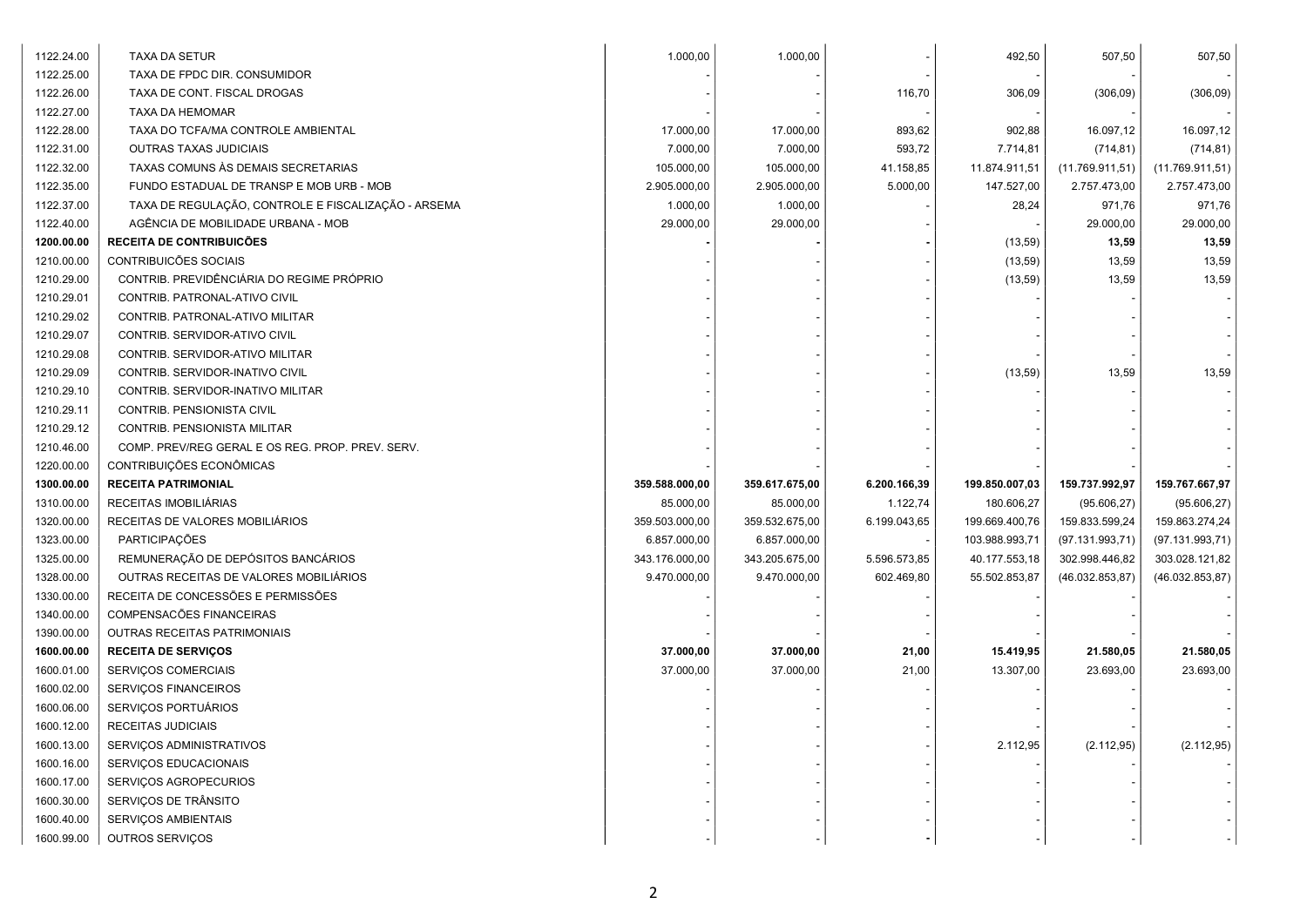| | | | | | | | |
|---|---|---|---|---|---|---|---|
| 1122.24.00 | TAXA DA SETUR | 1.000,00 | 1.000,00 | - | 492,50 | 507,50 | 507,50 |
| 1122.25.00 | TAXA DE FPDC DIR. CONSUMIDOR | - | - | - | - | - | - |
| 1122.26.00 | TAXA DE CONT. FISCAL DROGAS | - | - | 116,70 | 306,09 | (306,09) | (306,09) |
| 1122.27.00 | TAXA DA HEMOMAR | - | - | - | - | - | - |
| 1122.28.00 | TAXA DO TCFA/MA CONTROLE AMBIENTAL | 17.000,00 | 17.000,00 | 893,62 | 902,88 | 16.097,12 | 16.097,12 |
| 1122.31.00 | OUTRAS TAXAS JUDICIAIS | 7.000,00 | 7.000,00 | 593,72 | 7.714,81 | (714,81) | (714,81) |
| 1122.32.00 | TAXAS COMUNS ÀS DEMAIS SECRETARIAS | 105.000,00 | 105.000,00 | 41.158,85 | 11.874.911,51 | (11.769.911,51) | (11.769.911,51) |
| 1122.35.00 | FUNDO ESTADUAL DE TRANSP E MOB URB - MOB | 2.905.000,00 | 2.905.000,00 | 5.000,00 | 147.527,00 | 2.757.473,00 | 2.757.473,00 |
| 1122.37.00 | TAXA DE REGULAÇÃO, CONTROLE E FISCALIZAÇÃO - ARSEMA | 1.000,00 | 1.000,00 | - | 28,24 | 971,76 | 971,76 |
| 1122.40.00 | AGÊNCIA DE MOBILIDADE URBANA - MOB | 29.000,00 | 29.000,00 | - | - | 29.000,00 | 29.000,00 |
| **1200.00.00** | **RECEITA DE CONTRIBUICÕES** | **-** | **-** | **-** | **(13,59)** | **13,59** | **13,59** |
| 1210.00.00 | CONTRIBUICÕES SOCIAIS | - | - | - | (13,59) | 13,59 | 13,59 |
| 1210.29.00 | CONTRIB. PREVIDÊNCIÁRIA DO REGIME PRÓPRIO | - | - | - | (13,59) | 13,59 | 13,59 |
| 1210.29.01 | CONTRIB. PATRONAL-ATIVO CIVIL | - | - | - | - | - | - |
| 1210.29.02 | CONTRIB. PATRONAL-ATIVO MILITAR | - | - | - | - | - | - |
| 1210.29.07 | CONTRIB. SERVIDOR-ATIVO CIVIL | - | - | - | - | - | - |
| 1210.29.08 | CONTRIB. SERVIDOR-ATIVO MILITAR | - | - | - | - | - | - |
| 1210.29.09 | CONTRIB. SERVIDOR-INATIVO CIVIL | - | - | - | (13,59) | 13,59 | 13,59 |
| 1210.29.10 | CONTRIB. SERVIDOR-INATIVO MILITAR | - | - | - | - | - | - |
| 1210.29.11 | CONTRIB. PENSIONISTA CIVIL | - | - | - | - | - | - |
| 1210.29.12 | CONTRIB. PENSIONISTA MILITAR | - | - | - | - | - | - |
| 1210.46.00 | COMP. PREV/REG GERAL E OS REG. PROP. PREV. SERV. | - | - | - | - | - | - |
| 1220.00.00 | CONTRIBUIÇÕES ECONÔMICAS | - | - | - | - | - | - |
| **1300.00.00** | **RECEITA PATRIMONIAL** | **359.588.000,00** | **359.617.675,00** | **6.200.166,39** | **199.850.007,03** | **159.737.992,97** | **159.767.667,97** |
| 1310.00.00 | RECEITAS IMOBILIÁRIAS | 85.000,00 | 85.000,00 | 1.122,74 | 180.606,27 | (95.606,27) | (95.606,27) |
| 1320.00.00 | RECEITAS DE VALORES MOBILIÁRIOS | 359.503.000,00 | 359.532.675,00 | 6.199.043,65 | 199.669.400,76 | 159.833.599,24 | 159.863.274,24 |
| 1323.00.00 | PARTICIPAÇÕES | 6.857.000,00 | 6.857.000,00 | - | 103.988.993,71 | (97.131.993,71) | (97.131.993,71) |
| 1325.00.00 | REMUNERAÇÃO DE DEPÓSITOS BANCÁRIOS | 343.176.000,00 | 343.205.675,00 | 5.596.573,85 | 40.177.553,18 | 302.998.446,82 | 303.028.121,82 |
| 1328.00.00 | OUTRAS RECEITAS DE VALORES MOBILIÁRIOS | 9.470.000,00 | 9.470.000,00 | 602.469,80 | 55.502.853,87 | (46.032.853,87) | (46.032.853,87) |
| 1330.00.00 | RECEITA DE CONCESSÕES E PERMISSÕES | - | - | - | - | - | - |
| 1340.00.00 | COMPENSACÕES FINANCEIRAS | - | - | - | - | - | - |
| 1390.00.00 | OUTRAS RECEITAS PATRIMONIAIS | - | - | - | - | - | - |
| **1600.00.00** | **RECEITA DE SERVIÇOS** | **37.000,00** | **37.000,00** | **21,00** | **15.419,95** | **21.580,05** | **21.580,05** |
| 1600.01.00 | SERVIÇOS COMERCIAIS | 37.000,00 | 37.000,00 | 21,00 | 13.307,00 | 23.693,00 | 23.693,00 |
| 1600.02.00 | SERVIÇOS FINANCEIROS | - | - | - | - | - | - |
| 1600.06.00 | SERVIÇOS PORTUÁRIOS | - | - | - | - | - | - |
| 1600.12.00 | RECEITAS JUDICIAIS | - | - | - | - | - | - |
| 1600.13.00 | SERVIÇOS ADMINISTRATIVOS | - | - | - | 2.112,95 | (2.112,95) | (2.112,95) |
| 1600.16.00 | SERVIÇOS EDUCACIONAIS | - | - | - | - | - | - |
| 1600.17.00 | SERVIÇOS AGROPECURIOS | - | - | - | - | - | - |
| 1600.30.00 | SERVIÇOS DE TRÂNSITO | - | - | - | - | - | - |
| 1600.40.00 | SERVIÇOS AMBIENTAIS | - | - | - | - | - | - |
| 1600.99.00 | OUTROS SERVIÇOS | - | - | - | - | - | - |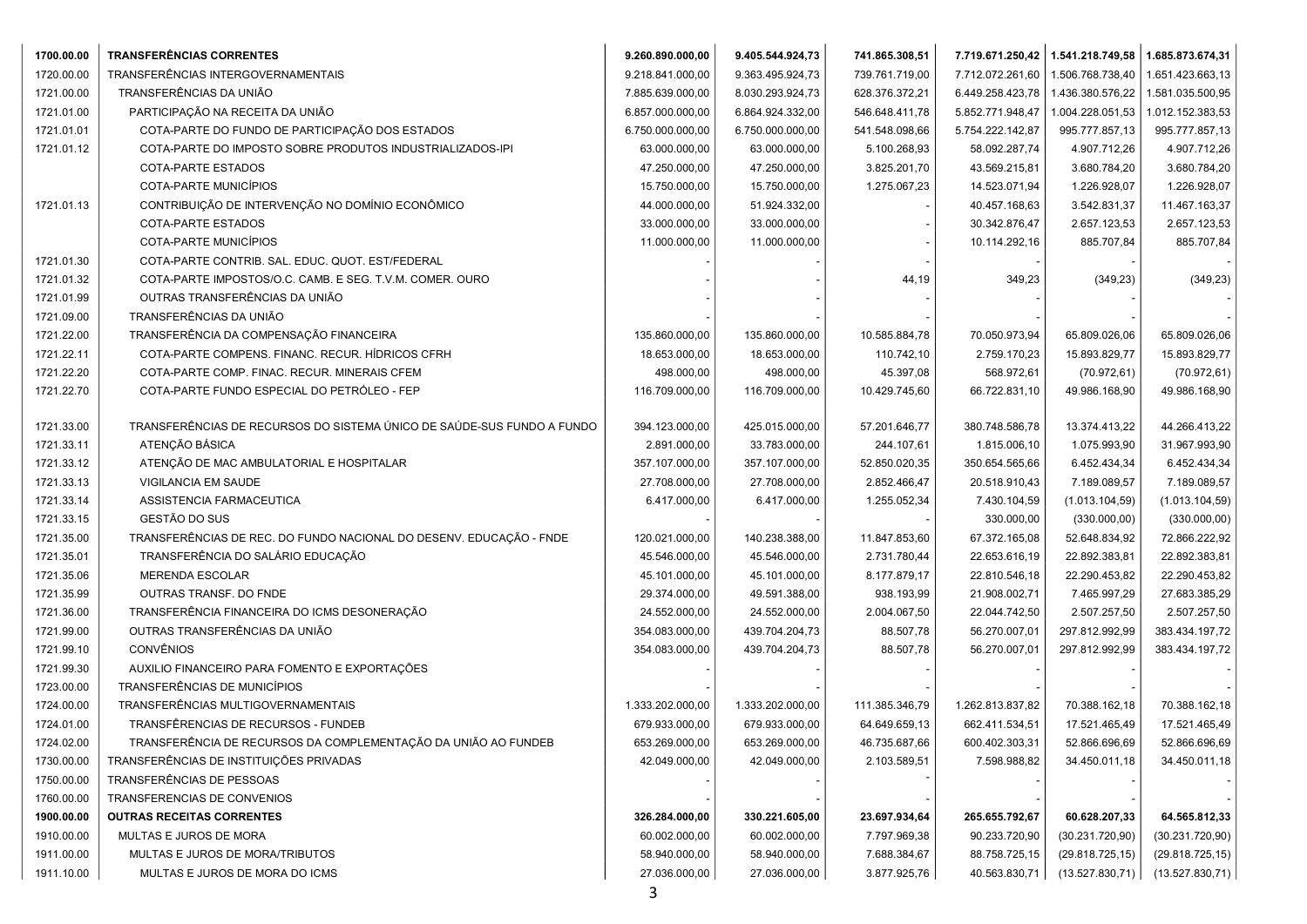| | | | | | | | |
|---|---|---|---|---|---|---|---|
| **1700.00.00** | **TRANSFERÊNCIAS CORRENTES** | **9.260.890.000,00** | **9.405.544.924,73** | **741.865.308,51** | **7.719.671.250,42** | **1.541.218.749,58** | **1.685.873.674,31** |
| 1720.00.00 | TRANSFERÊNCIAS INTERGOVERNAMENTAIS | 9.218.841.000,00 | 9.363.495.924,73 | 739.761.719,00 | 7.712.072.261,60 | 1.506.768.738,40 | 1.651.423.663,13 |
| 1721.00.00 | TRANSFERÊNCIAS DA UNIÃO | 7.885.639.000,00 | 8.030.293.924,73 | 628.376.372,21 | 6.449.258.423,78 | 1.436.380.576,22 | 1.581.035.500,95 |
| 1721.01.00 | PARTICIPAÇÃO NA RECEITA DA UNIÃO | 6.857.000.000,00 | 6.864.924.332,00 | 546.648.411,78 | 5.852.771.948,47 | 1.004.228.051,53 | 1.012.152.383,53 |
| 1721.01.01 | COTA-PARTE DO FUNDO DE PARTICIPAÇÃO DOS ESTADOS | 6.750.000.000,00 | 6.750.000.000,00 | 541.548.098,66 | 5.754.222.142,87 | 995.777.857,13 | 995.777.857,13 |
| 1721.01.12 | COTA-PARTE DO IMPOSTO SOBRE PRODUTOS INDUSTRIALIZADOS-IPI | 63.000.000,00 | 63.000.000,00 | 5.100.268,93 | 58.092.287,74 | 4.907.712,26 | 4.907.712,26 |
| | COTA-PARTE ESTADOS | 47.250.000,00 | 47.250.000,00 | 3.825.201,70 | 43.569.215,81 | 3.680.784,20 | 3.680.784,20 |
| | COTA-PARTE MUNICÍPIOS | 15.750.000,00 | 15.750.000,00 | 1.275.067,23 | 14.523.071,94 | 1.226.928,07 | 1.226.928,07 |
| 1721.01.13 | CONTRIBUIÇÃO DE INTERVENÇÃO NO DOMÍNIO ECONÔMICO | 44.000.000,00 | 51.924.332,00 | - | 40.457.168,63 | 3.542.831,37 | 11.467.163,37 |
| | COTA-PARTE ESTADOS | 33.000.000,00 | 33.000.000,00 | - | 30.342.876,47 | 2.657.123,53 | 2.657.123,53 |
| | COTA-PARTE MUNICÍPIOS | 11.000.000,00 | 11.000.000,00 | - | 10.114.292,16 | 885.707,84 | 885.707,84 |
| 1721.01.30 | COTA-PARTE CONTRIB. SAL. EDUC. QUOT. EST/FEDERAL | - | - | - | - | - | - |
| 1721.01.32 | COTA-PARTE IMPOSTOS/O.C. CAMB. E SEG. T.V.M. COMER. OURO | - | - | 44,19 | 349,23 | (349,23) | (349,23) |
| 1721.01.99 | OUTRAS TRANSFERÊNCIAS DA UNIÃO | - | - | - | - | - | - |
| 1721.09.00 | TRANSFERÊNCIAS DA UNIÃO | - | - | - | - | - | - |
| 1721.22.00 | TRANSFERÊNCIA DA COMPENSAÇÃO FINANCEIRA | 135.860.000,00 | 135.860.000,00 | 10.585.884,78 | 70.050.973,94 | 65.809.026,06 | 65.809.026,06 |
| 1721.22.11 | COTA-PARTE COMPENS. FINANC. RECUR. HÍDRICOS CFRH | 18.653.000,00 | 18.653.000,00 | 110.742,10 | 2.759.170,23 | 15.893.829,77 | 15.893.829,77 |
| 1721.22.20 | COTA-PARTE COMP. FINAC. RECUR. MINERAIS CFEM | 498.000,00 | 498.000,00 | 45.397,08 | 568.972,61 | (70.972,61) | (70.972,61) |
| 1721.22.70 | COTA-PARTE FUNDO ESPECIAL DO PETRÓLEO - FEP | 116.709.000,00 | 116.709.000,00 | 10.429.745,60 | 66.722.831,10 | 49.986.168,90 | 49.986.168,90 |
| 1721.33.00 | TRANSFERÊNCIAS DE RECURSOS DO SISTEMA ÚNICO DE SAÚDE-SUS FUNDO A FUNDO | 394.123.000,00 | 425.015.000,00 | 57.201.646,77 | 380.748.586,78 | 13.374.413,22 | 44.266.413,22 |
| 1721.33.11 | ATENÇÃO BÁSICA | 2.891.000,00 | 33.783.000,00 | 244.107,61 | 1.815.006,10 | 1.075.993,90 | 31.967.993,90 |
| 1721.33.12 | ATENÇÃO DE MAC AMBULATORIAL E HOSPITALAR | 357.107.000,00 | 357.107.000,00 | 52.850.020,35 | 350.654.565,66 | 6.452.434,34 | 6.452.434,34 |
| 1721.33.13 | VIGILANCIA EM SAUDE | 27.708.000,00 | 27.708.000,00 | 2.852.466,47 | 20.518.910,43 | 7.189.089,57 | 7.189.089,57 |
| 1721.33.14 | ASSISTENCIA FARMACEUTICA | 6.417.000,00 | 6.417.000,00 | 1.255.052,34 | 7.430.104,59 | (1.013.104,59) | (1.013.104,59) |
| 1721.33.15 | GESTÃO DO SUS | - | - | - | 330.000,00 | (330.000,00) | (330.000,00) |
| 1721.35.00 | TRANSFERÊNCIAS DE REC. DO FUNDO NACIONAL DO DESENV. EDUCAÇÃO - FNDE | 120.021.000,00 | 140.238.388,00 | 11.847.853,60 | 67.372.165,08 | 52.648.834,92 | 72.866.222,92 |
| 1721.35.01 | TRANSFERÊNCIA DO SALÁRIO EDUCAÇÃO | 45.546.000,00 | 45.546.000,00 | 2.731.780,44 | 22.653.616,19 | 22.892.383,81 | 22.892.383,81 |
| 1721.35.06 | MERENDA ESCOLAR | 45.101.000,00 | 45.101.000,00 | 8.177.879,17 | 22.810.546,18 | 22.290.453,82 | 22.290.453,82 |
| 1721.35.99 | OUTRAS TRANSF. DO FNDE | 29.374.000,00 | 49.591.388,00 | 938.193,99 | 21.908.002,71 | 7.465.997,29 | 27.683.385,29 |
| 1721.36.00 | TRANSFERÊNCIA FINANCEIRA DO ICMS DESONERAÇÃO | 24.552.000,00 | 24.552.000,00 | 2.004.067,50 | 22.044.742,50 | 2.507.257,50 | 2.507.257,50 |
| 1721.99.00 | OUTRAS TRANSFERÊNCIAS DA UNIÃO | 354.083.000,00 | 439.704.204,73 | 88.507,78 | 56.270.007,01 | 297.812.992,99 | 383.434.197,72 |
| 1721.99.10 | CONVÊNIOS | 354.083.000,00 | 439.704.204,73 | 88.507,78 | 56.270.007,01 | 297.812.992,99 | 383.434.197,72 |
| 1721.99.30 | AUXILIO FINANCEIRO PARA FOMENTO E EXPORTAÇÕES | - | - | - | - | - | - |
| 1723.00.00 | TRANSFERÊNCIAS DE MUNICÍPIOS | - | - | - | - | - | - |
| 1724.00.00 | TRANSFERÊNCIAS MULTIGOVERNAMENTAIS | 1.333.202.000,00 | 1.333.202.000,00 | 111.385.346,79 | 1.262.813.837,82 | 70.388.162,18 | 70.388.162,18 |
| 1724.01.00 | TRANSFÊRENCIAS DE RECURSOS - FUNDEB | 679.933.000,00 | 679.933.000,00 | 64.649.659,13 | 662.411.534,51 | 17.521.465,49 | 17.521.465,49 |
| 1724.02.00 | TRANSFERÊNCIA DE RECURSOS DA COMPLEMENTAÇÃO DA UNIÃO AO FUNDEB | 653.269.000,00 | 653.269.000,00 | 46.735.687,66 | 600.402.303,31 | 52.866.696,69 | 52.866.696,69 |
| 1730.00.00 | TRANSFERÊNCIAS DE INSTITUIÇÕES PRIVADAS | 42.049.000,00 | 42.049.000,00 | 2.103.589,51 | 7.598.988,82 | 34.450.011,18 | 34.450.011,18 |
| 1750.00.00 | TRANSFERÊNCIAS DE PESSOAS | - | - | - | - | - | - |
| 1760.00.00 | TRANSFERENCIAS DE CONVENIOS | - | - | - | - | - | - |
| **1900.00.00** | **OUTRAS RECEITAS CORRENTES** | **326.284.000,00** | **330.221.605,00** | **23.697.934,64** | **265.655.792,67** | **60.628.207,33** | **64.565.812,33** |
| 1910.00.00 | MULTAS E JUROS DE MORA | 60.002.000,00 | 60.002.000,00 | 7.797.969,38 | 90.233.720,90 | (30.231.720,90) | (30.231.720,90) |
| 1911.00.00 | MULTAS E JUROS DE MORA/TRIBUTOS | 58.940.000,00 | 58.940.000,00 | 7.688.384,67 | 88.758.725,15 | (29.818.725,15) | (29.818.725,15) |
| 1911.10.00 | MULTAS E JUROS DE MORA DO ICMS | 27.036.000,00 | 27.036.000,00 | 3.877.925,76 | 40.563.830,71 | (13.527.830,71) | (13.527.830,71) |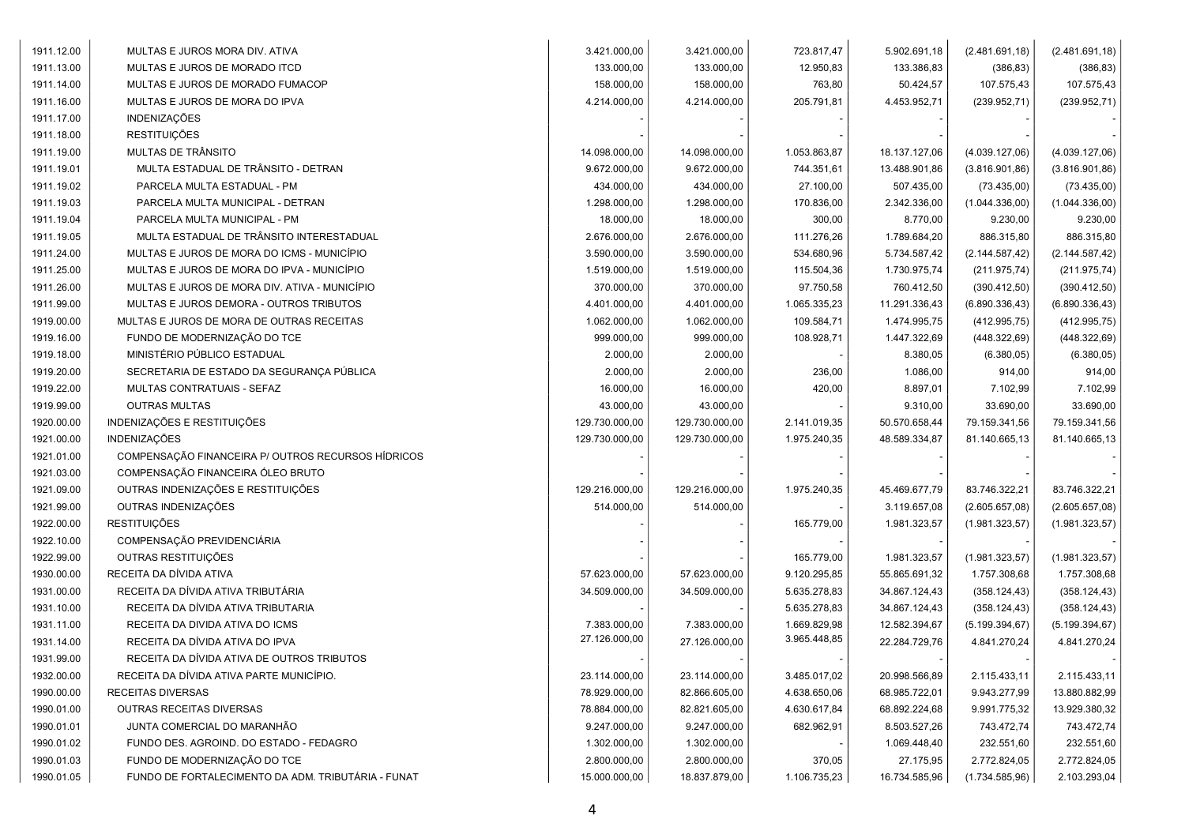| | | | | | | | |
|---|---|---|---|---|---|---|---|
| 1911.12.00 | MULTAS E JUROS MORA DIV. ATIVA | 3.421.000,00 | 3.421.000,00 | 723.817,47 | 5.902.691,18 | (2.481.691,18) | (2.481.691,18) |
| 1911.13.00 | MULTAS E JUROS DE MORADO ITCD | 133.000,00 | 133.000,00 | 12.950,83 | 133.386,83 | (386,83) | (386,83) |
| 1911.14.00 | MULTAS E JUROS DE MORADO FUMACOP | 158.000,00 | 158.000,00 | 763,80 | 50.424,57 | 107.575,43 | 107.575,43 |
| 1911.16.00 | MULTAS E JUROS DE MORA DO IPVA | 4.214.000,00 | 4.214.000,00 | 205.791,81 | 4.453.952,71 | (239.952,71) | (239.952,71) |
| 1911.17.00 | INDENIZAÇÕES | - | - | - | - | - | - |
| 1911.18.00 | RESTITUIÇÕES | - | - | - | - | - | - |
| 1911.19.00 | MULTAS DE TRÂNSITO | 14.098.000,00 | 14.098.000,00 | 1.053.863,87 | 18.137.127,06 | (4.039.127,06) | (4.039.127,06) |
| 1911.19.01 | MULTA ESTADUAL DE TRÂNSITO - DETRAN | 9.672.000,00 | 9.672.000,00 | 744.351,61 | 13.488.901,86 | (3.816.901,86) | (3.816.901,86) |
| 1911.19.02 | PARCELA MULTA ESTADUAL - PM | 434.000,00 | 434.000,00 | 27.100,00 | 507.435,00 | (73.435,00) | (73.435,00) |
| 1911.19.03 | PARCELA MULTA MUNICIPAL - DETRAN | 1.298.000,00 | 1.298.000,00 | 170.836,00 | 2.342.336,00 | (1.044.336,00) | (1.044.336,00) |
| 1911.19.04 | PARCELA MULTA MUNICIPAL - PM | 18.000,00 | 18.000,00 | 300,00 | 8.770,00 | 9.230,00 | 9.230,00 |
| 1911.19.05 | MULTA ESTADUAL DE TRÂNSITO INTERESTADUAL | 2.676.000,00 | 2.676.000,00 | 111.276,26 | 1.789.684,20 | 886.315,80 | 886.315,80 |
| 1911.24.00 | MULTAS E JUROS DE MORA DO ICMS - MUNICÍPIO | 3.590.000,00 | 3.590.000,00 | 534.680,96 | 5.734.587,42 | (2.144.587,42) | (2.144.587,42) |
| 1911.25.00 | MULTAS E JUROS DE MORA DO IPVA - MUNICÍPIO | 1.519.000,00 | 1.519.000,00 | 115.504,36 | 1.730.975,74 | (211.975,74) | (211.975,74) |
| 1911.26.00 | MULTAS E JUROS DE MORA DIV. ATIVA - MUNICÍPIO | 370.000,00 | 370.000,00 | 97.750,58 | 760.412,50 | (390.412,50) | (390.412,50) |
| 1911.99.00 | MULTAS E JUROS DEMORA - OUTROS TRIBUTOS | 4.401.000,00 | 4.401.000,00 | 1.065.335,23 | 11.291.336,43 | (6.890.336,43) | (6.890.336,43) |
| 1919.00.00 | MULTAS E JUROS DE MORA DE OUTRAS RECEITAS | 1.062.000,00 | 1.062.000,00 | 109.584,71 | 1.474.995,75 | (412.995,75) | (412.995,75) |
| 1919.16.00 | FUNDO DE MODERNIZAÇÃO DO TCE | 999.000,00 | 999.000,00 | 108.928,71 | 1.447.322,69 | (448.322,69) | (448.322,69) |
| 1919.18.00 | MINISTÉRIO PÚBLICO ESTADUAL | 2.000,00 | 2.000,00 | - | 8.380,05 | (6.380,05) | (6.380,05) |
| 1919.20.00 | SECRETARIA DE ESTADO DA SEGURANÇA PÚBLICA | 2.000,00 | 2.000,00 | 236,00 | 1.086,00 | 914,00 | 914,00 |
| 1919.22.00 | MULTAS CONTRATUAIS - SEFAZ | 16.000,00 | 16.000,00 | 420,00 | 8.897,01 | 7.102,99 | 7.102,99 |
| 1919.99.00 | OUTRAS MULTAS | 43.000,00 | 43.000,00 | - | 9.310,00 | 33.690,00 | 33.690,00 |
| 1920.00.00 | INDENIZAÇÕES E RESTITUIÇÕES | 129.730.000,00 | 129.730.000,00 | 2.141.019,35 | 50.570.658,44 | 79.159.341,56 | 79.159.341,56 |
| 1921.00.00 | INDENIZAÇÕES | 129.730.000,00 | 129.730.000,00 | 1.975.240,35 | 48.589.334,87 | 81.140.665,13 | 81.140.665,13 |
| 1921.01.00 | COMPENSAÇÃO FINANCEIRA P/ OUTROS RECURSOS HÍDRICOS | - | - | - | - | - | - |
| 1921.03.00 | COMPENSAÇÃO FINANCEIRA ÓLEO BRUTO | - | - | - | - | - | - |
| 1921.09.00 | OUTRAS INDENIZAÇÕES E RESTITUIÇÕES | 129.216.000,00 | 129.216.000,00 | 1.975.240,35 | 45.469.677,79 | 83.746.322,21 | 83.746.322,21 |
| 1921.99.00 | OUTRAS INDENIZAÇÕES | 514.000,00 | 514.000,00 | - | 3.119.657,08 | (2.605.657,08) | (2.605.657,08) |
| 1922.00.00 | RESTITUIÇÕES | - | - | 165.779,00 | 1.981.323,57 | (1.981.323,57) | (1.981.323,57) |
| 1922.10.00 | COMPENSAÇÃO PREVIDENCIÁRIA | - | - | - | - | - | - |
| 1922.99.00 | OUTRAS RESTITUIÇÕES | - | - | 165.779,00 | 1.981.323,57 | (1.981.323,57) | (1.981.323,57) |
| 1930.00.00 | RECEITA DA DÍVIDA ATIVA | 57.623.000,00 | 57.623.000,00 | 9.120.295,85 | 55.865.691,32 | 1.757.308,68 | 1.757.308,68 |
| 1931.00.00 | RECEITA DA DÍVIDA ATIVA TRIBUTÁRIA | 34.509.000,00 | 34.509.000,00 | 5.635.278,83 | 34.867.124,43 | (358.124,43) | (358.124,43) |
| 1931.10.00 | RECEITA DA DÍVIDA ATIVA TRIBUTARIA | - | - | 5.635.278,83 | 34.867.124,43 | (358.124,43) | (358.124,43) |
| 1931.11.00 | RECEITA DA DIVIDA ATIVA DO ICMS | 7.383.000,00 | 7.383.000,00 | 1.669.829,98 | 12.582.394,67 | (5.199.394,67) | (5.199.394,67) |
| 1931.14.00 | RECEITA DA DÍVIDA ATIVA DO IPVA | 27.126.000,00 | 27.126.000,00 | 3.965.448,85 | 22.284.729,76 | 4.841.270,24 | 4.841.270,24 |
| 1931.99.00 | RECEITA DA DÍVIDA ATIVA DE OUTROS TRIBUTOS | - | - | - | - | - | - |
| 1932.00.00 | RECEITA DA DÍVIDA ATIVA PARTE MUNICÍPIO. | 23.114.000,00 | 23.114.000,00 | 3.485.017,02 | 20.998.566,89 | 2.115.433,11 | 2.115.433,11 |
| 1990.00.00 | RECEITAS DIVERSAS | 78.929.000,00 | 82.866.605,00 | 4.638.650,06 | 68.985.722,01 | 9.943.277,99 | 13.880.882,99 |
| 1990.01.00 | OUTRAS RECEITAS DIVERSAS | 78.884.000,00 | 82.821.605,00 | 4.630.617,84 | 68.892.224,68 | 9.991.775,32 | 13.929.380,32 |
| 1990.01.01 | JUNTA COMERCIAL DO MARANHÃO | 9.247.000,00 | 9.247.000,00 | 682.962,91 | 8.503.527,26 | 743.472,74 | 743.472,74 |
| 1990.01.02 | FUNDO DES. AGROIND. DO ESTADO - FEDAGRO | 1.302.000,00 | 1.302.000,00 | - | 1.069.448,40 | 232.551,60 | 232.551,60 |
| 1990.01.03 | FUNDO DE MODERNIZAÇÃO DO TCE | 2.800.000,00 | 2.800.000,00 | 370,05 | 27.175,95 | 2.772.824,05 | 2.772.824,05 |
| 1990.01.05 | FUNDO DE FORTALECIMENTO DA ADM. TRIBUTÁRIA - FUNAT | 15.000.000,00 | 18.837.879,00 | 1.106.735,23 | 16.734.585,96 | (1.734.585,96) | 2.103.293,04 |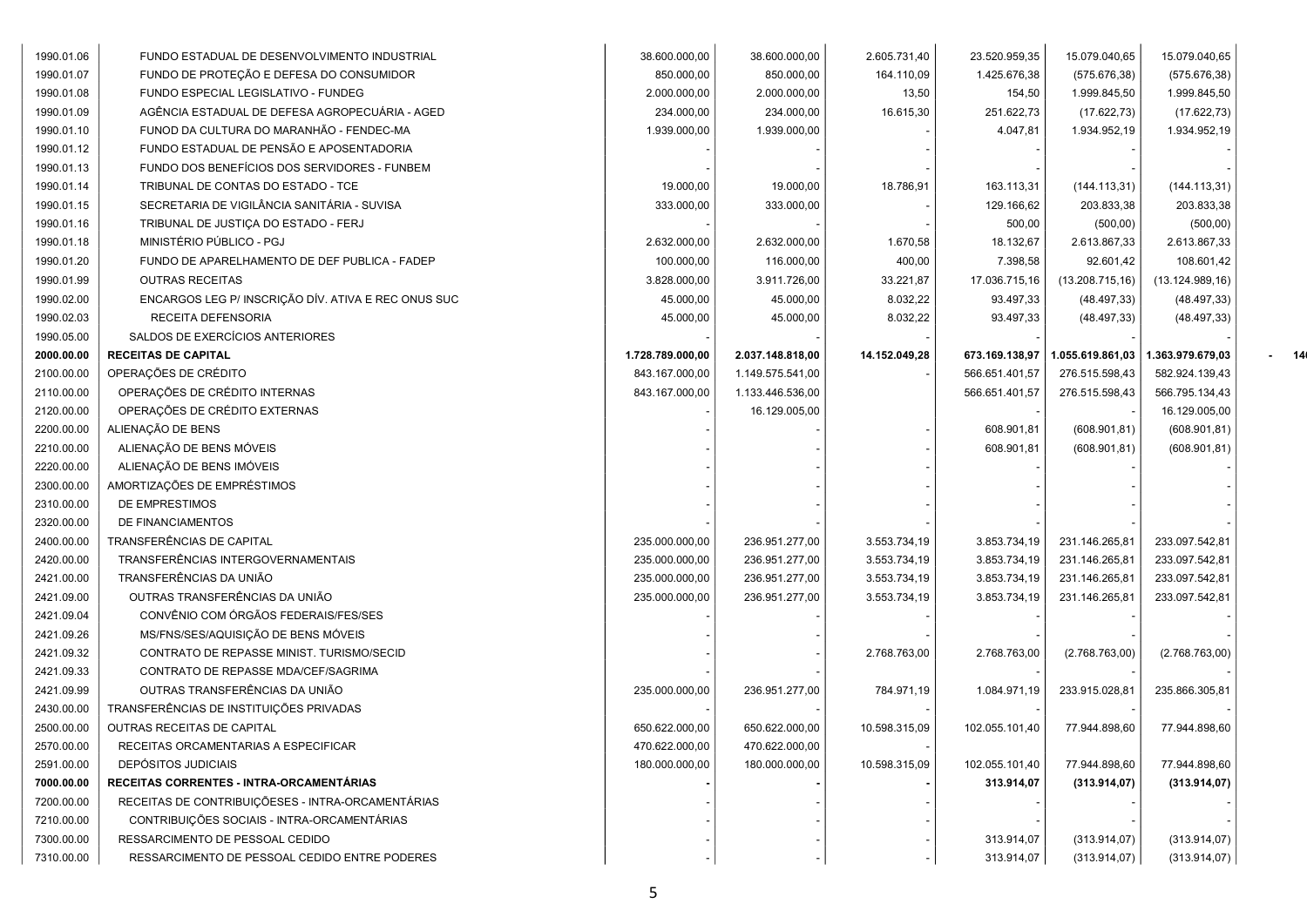| | | | | | | | |
|---|---|---|---|---|---|---|---|
| 1990.01.06 | FUNDO ESTADUAL DE DESENVOLVIMENTO INDUSTRIAL | 38.600.000,00 | 38.600.000,00 | 2.605.731,40 | 23.520.959,35 | 15.079.040,65 | 15.079.040,65 |
| 1990.01.07 | FUNDO DE PROTEÇÃO E DEFESA DO CONSUMIDOR | 850.000,00 | 850.000,00 | 164.110,09 | 1.425.676,38 | (575.676,38) | (575.676,38) |
| 1990.01.08 | FUNDO ESPECIAL LEGISLATIVO - FUNDEG | 2.000.000,00 | 2.000.000,00 | 13,50 | 154,50 | 1.999.845,50 | 1.999.845,50 |
| 1990.01.09 | AGÊNCIA ESTADUAL DE DEFESA AGROPECUÁRIA - AGED | 234.000,00 | 234.000,00 | 16.615,30 | 251.622,73 | (17.622,73) | (17.622,73) |
| 1990.01.10 | FUNOD DA CULTURA DO MARANHÃO - FENDEC-MA | 1.939.000,00 | 1.939.000,00 | - | 4.047,81 | 1.934.952,19 | 1.934.952,19 |
| 1990.01.12 | FUNDO ESTADUAL DE PENSÃO E APOSENTADORIA | - | - | - | - | - | - |
| 1990.01.13 | FUNDO DOS BENEFÍCIOS DOS SERVIDORES - FUNBEM | - | - | - | - | - | - |
| 1990.01.14 | TRIBUNAL DE CONTAS DO ESTADO - TCE | 19.000,00 | 19.000,00 | 18.786,91 | 163.113,31 | (144.113,31) | (144.113,31) |
| 1990.01.15 | SECRETARIA DE VIGILÂNCIA SANITÁRIA - SUVISA | 333.000,00 | 333.000,00 | - | 129.166,62 | 203.833,38 | 203.833,38 |
| 1990.01.16 | TRIBUNAL DE JUSTIÇA DO ESTADO - FERJ | - | - | - | 500,00 | (500,00) | (500,00) |
| 1990.01.18 | MINISTÉRIO PÚBLICO - PGJ | 2.632.000,00 | 2.632.000,00 | 1.670,58 | 18.132,67 | 2.613.867,33 | 2.613.867,33 |
| 1990.01.20 | FUNDO DE APARELHAMENTO DE DEF PUBLICA - FADEP | 100.000,00 | 116.000,00 | 400,00 | 7.398,58 | 92.601,42 | 108.601,42 |
| 1990.01.99 | OUTRAS RECEITAS | 3.828.000,00 | 3.911.726,00 | 33.221,87 | 17.036.715,16 | (13.208.715,16) | (13.124.989,16) |
| 1990.02.00 | ENCARGOS LEG P/ INSCRIÇÃO DÍV. ATIVA E REC ONUS SUC | 45.000,00 | 45.000,00 | 8.032,22 | 93.497,33 | (48.497,33) | (48.497,33) |
| 1990.02.03 | RECEITA DEFENSORIA | 45.000,00 | 45.000,00 | 8.032,22 | 93.497,33 | (48.497,33) | (48.497,33) |
| 1990.05.00 | SALDOS DE EXERCÍCIOS ANTERIORES | - | - | - | - | - | - |
| **2000.00.00** | **RECEITAS DE CAPITAL** | **1.728.789.000,00** | **2.037.148.818,00** | **14.152.049,28** | **673.169.138,97** | **1.055.619.861,03** | **1.363.979.679,03** |
| 2100.00.00 | OPERAÇÕES DE CRÉDITO | 843.167.000,00 | 1.149.575.541,00 | - | 566.651.401,57 | 276.515.598,43 | 582.924.139,43 |
| 2110.00.00 | OPERAÇÕES DE CRÉDITO INTERNAS | 843.167.000,00 | 1.133.446.536,00 | | 566.651.401,57 | 276.515.598,43 | 566.795.134,43 |
| 2120.00.00 | OPERAÇÕES DE CRÉDITO EXTERNAS | - | 16.129.005,00 | | - | - | 16.129.005,00 |
| 2200.00.00 | ALIENAÇÃO DE BENS | - | - | - | 608.901,81 | (608.901,81) | (608.901,81) |
| 2210.00.00 | ALIENAÇÃO DE BENS MÓVEIS | - | - | - | 608.901,81 | (608.901,81) | (608.901,81) |
| 2220.00.00 | ALIENAÇÃO DE BENS IMÓVEIS | - | - | - | - | - | - |
| 2300.00.00 | AMORTIZAÇÕES DE EMPRÉSTIMOS | - | - | - | - | - | - |
| 2310.00.00 | DE EMPRESTIMOS | - | - | - | - | - | - |
| 2320.00.00 | DE FINANCIAMENTOS | - | - | - | - | - | - |
| 2400.00.00 | TRANSFERÊNCIAS DE CAPITAL | 235.000.000,00 | 236.951.277,00 | 3.553.734,19 | 3.853.734,19 | 231.146.265,81 | 233.097.542,81 |
| 2420.00.00 | TRANSFERÊNCIAS INTERGOVERNAMENTAIS | 235.000.000,00 | 236.951.277,00 | 3.553.734,19 | 3.853.734,19 | 231.146.265,81 | 233.097.542,81 |
| 2421.00.00 | TRANSFERÊNCIAS DA UNIÃO | 235.000.000,00 | 236.951.277,00 | 3.553.734,19 | 3.853.734,19 | 231.146.265,81 | 233.097.542,81 |
| 2421.09.00 | OUTRAS TRANSFERÊNCIAS DA UNIÃO | 235.000.000,00 | 236.951.277,00 | 3.553.734,19 | 3.853.734,19 | 231.146.265,81 | 233.097.542,81 |
| 2421.09.04 | CONVÊNIO COM ÓRGÃOS FEDERAIS/FES/SES | - | - | - | - | - | - |
| 2421.09.26 | MS/FNS/SES/AQUISIÇÃO DE BENS MÓVEIS | - | - | - | - | - | - |
| 2421.09.32 | CONTRATO DE REPASSE MINIST. TURISMO/SECID | - | - | 2.768.763,00 | 2.768.763,00 | (2.768.763,00) | (2.768.763,00) |
| 2421.09.33 | CONTRATO DE REPASSE MDA/CEF/SAGRIMA | - | - | | - | - | - |
| 2421.09.99 | OUTRAS TRANSFERÊNCIAS DA UNIÃO | 235.000.000,00 | 236.951.277,00 | 784.971,19 | 1.084.971,19 | 233.915.028,81 | 235.866.305,81 |
| 2430.00.00 | TRANSFERÊNCIAS DE INSTITUIÇÕES PRIVADAS | - | - | - | - | - | - |
| 2500.00.00 | OUTRAS RECEITAS DE CAPITAL | 650.622.000,00 | 650.622.000,00 | 10.598.315,09 | 102.055.101,40 | 77.944.898,60 | 77.944.898,60 |
| 2570.00.00 | RECEITAS ORCAMENTARIAS A ESPECIFICAR | 470.622.000,00 | 470.622.000,00 | - | | | |
| 2591.00.00 | DEPÓSITOS JUDICIAIS | 180.000.000,00 | 180.000.000,00 | 10.598.315,09 | 102.055.101,40 | 77.944.898,60 | 77.944.898,60 |
| **7000.00.00** | **RECEITAS CORRENTES - INTRA-ORCAMENTÁRIAS** | **-** | **-** | **-** | **313.914,07** | **(313.914,07)** | **(313.914,07)** |
| 7200.00.00 | RECEITAS DE CONTRIBUIÇÕESES - INTRA-ORCAMENTÁRIAS | - | - | - | - | - | - |
| 7210.00.00 | CONTRIBUIÇÕES SOCIAIS - INTRA-ORCAMENTÁRIAS | - | - | - | - | - | - |
| 7300.00.00 | RESSARCIMENTO DE PESSOAL CEDIDO | - | - | - | 313.914,07 | (313.914,07) | (313.914,07) |
| 7310.00.00 | RESSARCIMENTO DE PESSOAL CEDIDO ENTRE PODERES | - | - | - | 313.914,07 | (313.914,07) | (313.914,07) |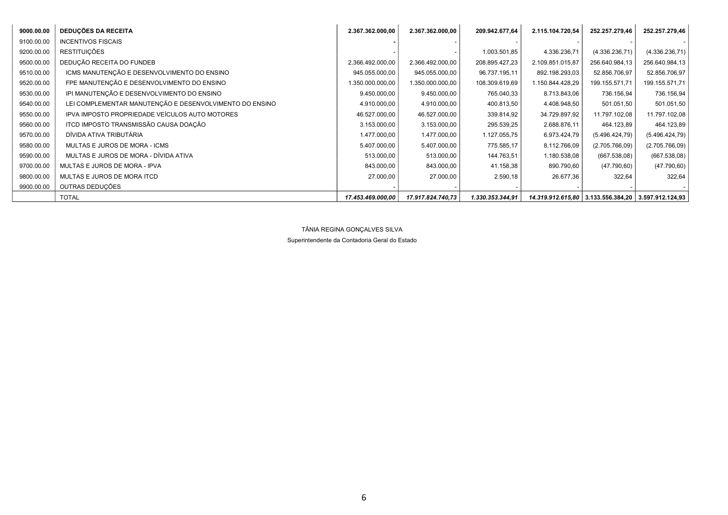| | | | | | | | |
|---|---|---|---|---|---|---|---|
| **9000.00.00** | **DEDUÇÕES DA RECEITA** | **2.367.362.000,00** | **2.367.362.000,00** | **209.942.677,64** | **2.115.104.720,54** | **252.257.279,46** | **252.257.279,46** |
| 9100.00.00 | INCENTIVOS FISCAIS | **-** | - | - | - | - | - |
| 9200.00.00 | RESTITUIÇÕES | - | - | 1.003.501,85 | 4.336.236,71 | (4.336.236,71) | (4.336.236,71) |
| 9500.00.00 | DEDUÇÃO RECEITA DO FUNDEB | 2.366.492.000,00 | 2.366.492.000,00 | 208.895.427,23 | 2.109.851.015,87 | 256.640.984,13 | 256.640.984,13 |
| 9510.00.00 | ICMS MANUTENÇÃO E DESENVOLVIMENTO DO ENSINO | 945.055.000,00 | 945.055.000,00 | 96.737.195,11 | 892.198.293,03 | 52.856.706,97 | 52.856.706,97 |
| 9520.00.00 | FPE MANUTENÇÃO E DESENVOLVIMENTO DO ENSINO | 1.350.000.000,00 | 1.350.000.000,00 | 108.309.619,69 | 1.150.844.428,29 | 199.155.571,71 | 199.155.571,71 |
| 9530.00.00 | IPI MANUTENÇÃO E DESENVOLVIMENTO DO ENSINO | 9.450.000,00 | 9.450.000,00 | 765.040,33 | 8.713.843,06 | 736.156,94 | 736.156,94 |
| 9540.00.00 | LEI COMPLEMENTAR MANUTENÇÃO E DESENVOLVIMENTO DO ENSINO | 4.910.000,00 | 4.910.000,00 | 400.813,50 | 4.408.948,50 | 501.051,50 | 501.051,50 |
| 9550.00.00 | IPVA IMPOSTO PROPRIEDADE VEÍCULOS AUTO MOTORES | 46.527.000,00 | 46.527.000,00 | 339.814,92 | 34.729.897,92 | 11.797.102,08 | 11.797.102,08 |
| 9560.00.00 | ITCD IMPOSTO TRANSMISSÃO CAUSA DOAÇÃO | 3.153.000,00 | 3.153.000,00 | 295.539,25 | 2.688.876,11 | 464.123,89 | 464.123,89 |
| 9570.00.00 | DÍVIDA ATIVA TRIBUTÁRIA | 1.477.000,00 | 1.477.000,00 | 1.127.055,75 | 6.973.424,79 | (5.496.424,79) | (5.496.424,79) |
| 9580.00.00 | MULTAS E JUROS DE MORA - ICMS | 5.407.000,00 | 5.407.000,00 | 775.585,17 | 8.112.766,09 | (2.705.766,09) | (2.705.766,09) |
| 9590.00.00 | MULTAS E JUROS DE MORA - DÍVIDA ATIVA | 513.000,00 | 513.000,00 | 144.763,51 | 1.180.538,08 | (667.538,08) | (667.538,08) |
| 9700.00.00 | MULTAS E JUROS DE MORA - IPVA | 843.000,00 | 843.000,00 | 41.158,38 | 890.790,60 | (47.790,60) | (47.790,60) |
| 9800.00.00 | MULTAS E JUROS DE MORA ITCD | 27.000,00 | 27.000,00 | 2.590,18 | 26.677,36 | 322,64 | 322,64 |
| 9900.00.00 | OUTRAS DEDUÇÕES | - | - | - | - | - | - |
| | TOTAL | *17.453.469.000,00* | *17.917.824.740,73* | *1.330.353.344,91* | *14.319.912.615,80* | 3.133.556.384,20 | 3.597.912.124,93 |

TÂNIA REGINA GONÇALVES SILVA

Superintendente da Contadoria Geral do Estado